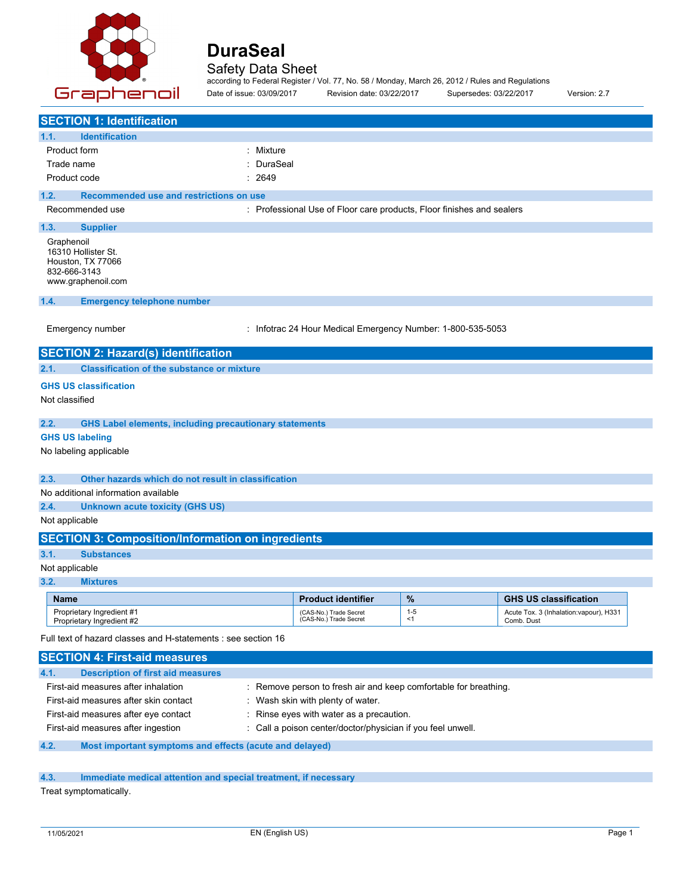# DuraSeal

Safety Data Sheet

according to Federal Register / Vol. 77, No. 58 / Monday, March 26, 2012 / Rules and Regulations

Date of issue: 03/09/2017 Revision date: 03/22/2017 Supersedes: 03/22/2017 Version: 2.7

## SECTION 1: Identification

### 1.1. Identification

Product form : Mixture

Trade name : DuraSeal

Product code : 2649

### 1.2. Recommended use and restrictions on use

Recommended use : Professional Use of Floor care products, Floor finishes and sealers

### 1.3. Supplier

Graphenoil
16310 Hollister St.
Houston, TX 77066
832-666-3143
www.graphenoil.com

### 1.4. Emergency telephone number

Emergency number : Infotrac 24 Hour Medical Emergency Number: 1-800-535-5053

## SECTION 2: Hazard(s) identification

### 2.1. Classification of the substance or mixture

**GHS US classification**

Not classified

### 2.2. GHS Label elements, including precautionary statements

**GHS US labeling**

No labeling applicable

### 2.3. Other hazards which do not result in classification

No additional information available

### 2.4. Unknown acute toxicity (GHS US)

Not applicable

## SECTION 3: Composition/Information on ingredients

### 3.1. Substances

Not applicable

### 3.2. Mixtures

| Name | Product identifier | % | GHS US classification |
|---|---|---|---|
| Proprietary Ingredient #1 | (CAS-No.) Trade Secret | 1-5 | Acute Tox. 3 (Inhalation:vapour), H331 |
| Proprietary Ingredient #2 | (CAS-No.) Trade Secret | <1 | Comb. Dust |

Full text of hazard classes and H-statements : see section 16

## SECTION 4: First-aid measures

### 4.1. Description of first aid measures

First-aid measures after inhalation : Remove person to fresh air and keep comfortable for breathing.

First-aid measures after skin contact : Wash skin with plenty of water.

First-aid measures after eye contact : Rinse eyes with water as a precaution.

First-aid measures after ingestion : Call a poison center/doctor/physician if you feel unwell.

### 4.2. Most important symptoms and effects (acute and delayed)

### 4.3. Immediate medical attention and special treatment, if necessary

Treat symptomatically.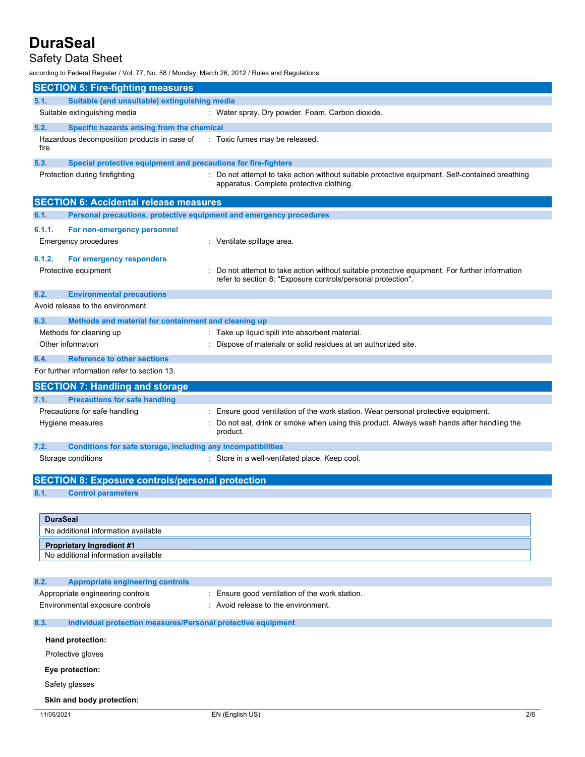## SECTION 5: Fire-fighting measures

### 5.1. Suitable (and unsuitable) extinguishing media

Suitable extinguishing media : Water spray. Dry powder. Foam. Carbon dioxide.

### 5.2. Specific hazards arising from the chemical

Hazardous decomposition products in case of fire : Toxic fumes may be released.

### 5.3. Special protective equipment and precautions for fire-fighters

Protection during firefighting : Do not attempt to take action without suitable protective equipment. Self-contained breathing apparatus. Complete protective clothing.

## SECTION 6: Accidental release measures

### 6.1. Personal precautions, protective equipment and emergency procedures

#### 6.1.1. For non-emergency personnel

Emergency procedures : Ventilate spillage area.

#### 6.1.2. For emergency responders

Protective equipment : Do not attempt to take action without suitable protective equipment. For further information refer to section 8: "Exposure controls/personal protection".

### 6.2. Environmental precautions

Avoid release to the environment.

### 6.3. Methods and material for containment and cleaning up

Methods for cleaning up : Take up liquid spill into absorbent material.

Other information : Dispose of materials or solid residues at an authorized site.

### 6.4. Reference to other sections

For further information refer to section 13.

## SECTION 7: Handling and storage

### 7.1. Precautions for safe handling

Precautions for safe handling : Ensure good ventilation of the work station. Wear personal protective equipment.

Hygiene measures : Do not eat, drink or smoke when using this product. Always wash hands after handling the product.

### 7.2. Conditions for safe storage, including any incompatibilities

Storage conditions : Store in a well-ventilated place. Keep cool.

## SECTION 8: Exposure controls/personal protection

### 8.1. Control parameters

| DuraSeal |
|---|
| No additional information available |

| Proprietary Ingredient #1 |
|---|
| No additional information available |

### 8.2. Appropriate engineering controls

Appropriate engineering controls : Ensure good ventilation of the work station.

Environmental exposure controls : Avoid release to the environment.

### 8.3. Individual protection measures/Personal protective equipment

**Hand protection:**

Protective gloves

**Eye protection:**

Safety glasses

**Skin and body protection:**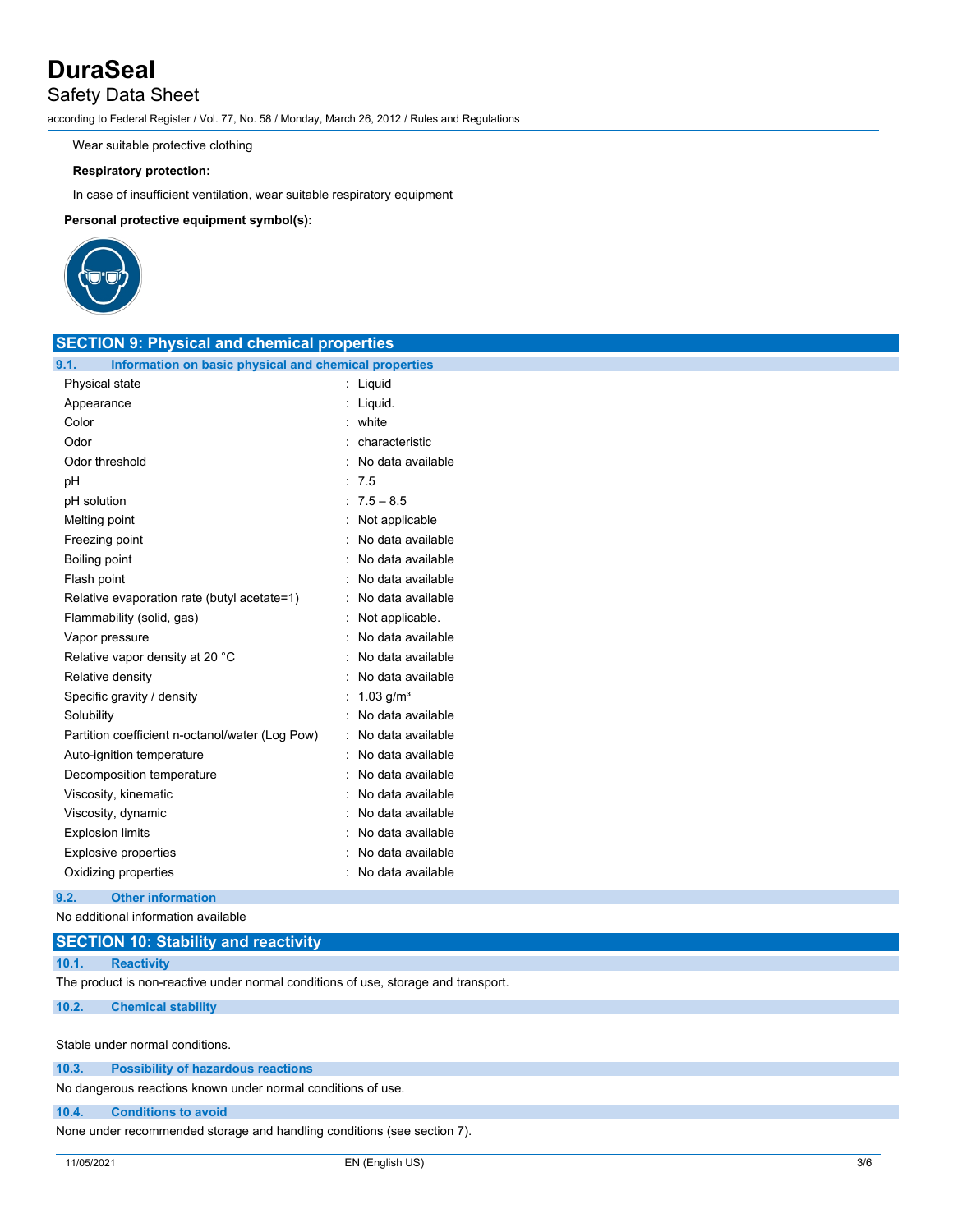Wear suitable protective clothing

**Respiratory protection:**

In case of insufficient ventilation, wear suitable respiratory equipment

**Personal protective equipment symbol(s):**

## SECTION 9: Physical and chemical properties

### 9.1. Information on basic physical and chemical properties

| Property | Value |
|---|---|
| Physical state | Liquid |
| Appearance | Liquid. |
| Color | white |
| Odor | characteristic |
| Odor threshold | No data available |
| pH | 7.5 |
| pH solution | 7.5 – 8.5 |
| Melting point | Not applicable |
| Freezing point | No data available |
| Boiling point | No data available |
| Flash point | No data available |
| Relative evaporation rate (butyl acetate=1) | No data available |
| Flammability (solid, gas) | Not applicable. |
| Vapor pressure | No data available |
| Relative vapor density at 20 °C | No data available |
| Relative density | No data available |
| Specific gravity / density | 1.03 g/m³ |
| Solubility | No data available |
| Partition coefficient n-octanol/water (Log Pow) | No data available |
| Auto-ignition temperature | No data available |
| Decomposition temperature | No data available |
| Viscosity, kinematic | No data available |
| Viscosity, dynamic | No data available |
| Explosion limits | No data available |
| Explosive properties | No data available |
| Oxidizing properties | No data available |

### 9.2. Other information

No additional information available

## SECTION 10: Stability and reactivity

### 10.1. Reactivity

The product is non-reactive under normal conditions of use, storage and transport.

### 10.2. Chemical stability

Stable under normal conditions.

### 10.3. Possibility of hazardous reactions

No dangerous reactions known under normal conditions of use.

### 10.4. Conditions to avoid

None under recommended storage and handling conditions (see section 7).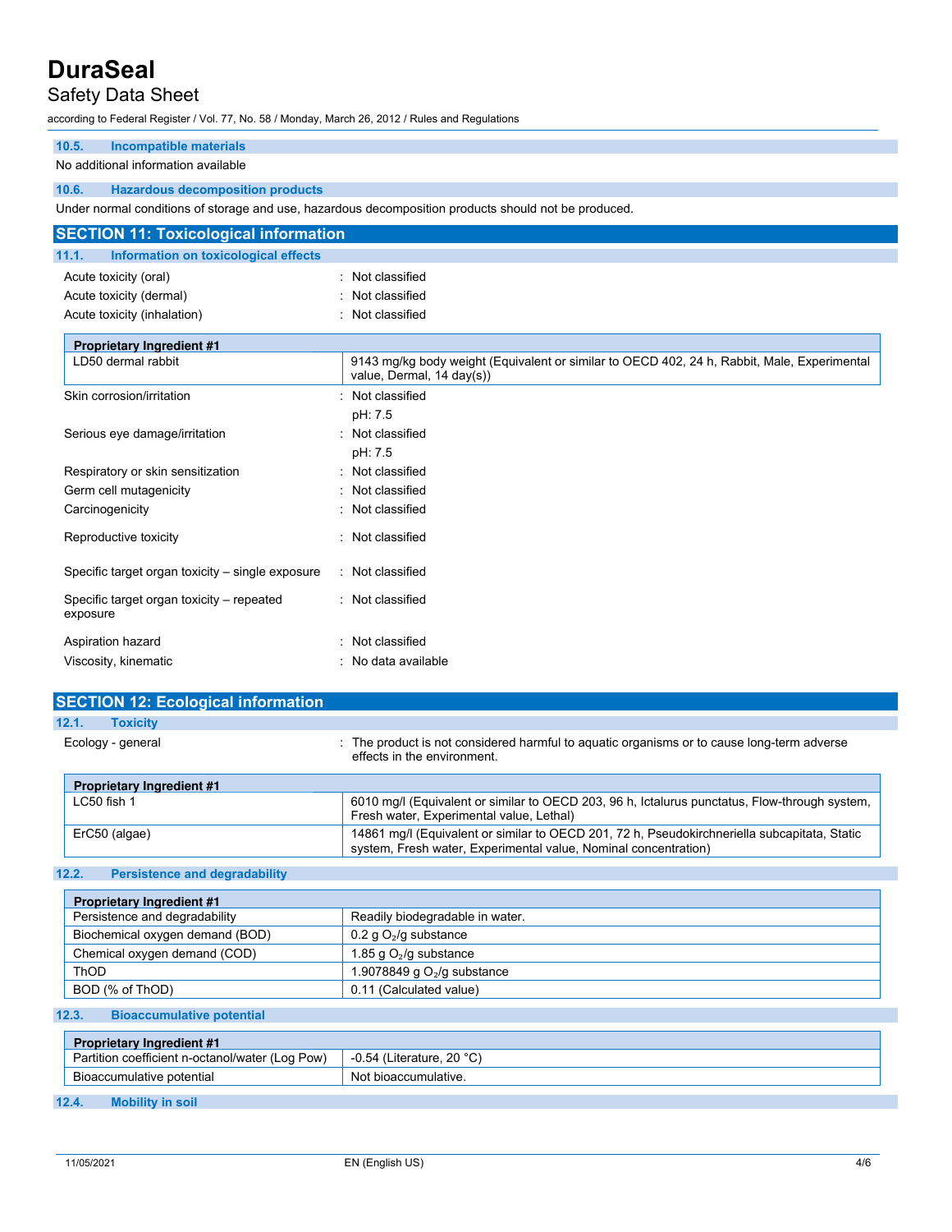### 10.5. Incompatible materials

No additional information available

### 10.6. Hazardous decomposition products

Under normal conditions of storage and use, hazardous decomposition products should not be produced.

## SECTION 11: Toxicological information

### 11.1. Information on toxicological effects

Acute toxicity (oral) : Not classified

Acute toxicity (dermal) : Not classified

Acute toxicity (inhalation) : Not classified

| Proprietary Ingredient #1 | |
|---|---|
| LD50 dermal rabbit | 9143 mg/kg body weight (Equivalent or similar to OECD 402, 24 h, Rabbit, Male, Experimental value, Dermal, 14 day(s)) |

Skin corrosion/irritation : Not classified

pH: 7.5

Serious eye damage/irritation : Not classified

pH: 7.5

Respiratory or skin sensitization : Not classified

Germ cell mutagenicity : Not classified

Carcinogenicity : Not classified

Reproductive toxicity : Not classified

Specific target organ toxicity – single exposure : Not classified

Specific target organ toxicity – repeated exposure : Not classified

Aspiration hazard : Not classified

Viscosity, kinematic : No data available

## SECTION 12: Ecological information

### 12.1. Toxicity

Ecology - general : The product is not considered harmful to aquatic organisms or to cause long-term adverse effects in the environment.

| Proprietary Ingredient #1 | |
|---|---|
| LC50 fish 1 | 6010 mg/l (Equivalent or similar to OECD 203, 96 h, Ictalurus punctatus, Flow-through system, Fresh water, Experimental value, Lethal) |
| ErC50 (algae) | 14861 mg/l (Equivalent or similar to OECD 201, 72 h, Pseudokirchneriella subcapitata, Static system, Fresh water, Experimental value, Nominal concentration) |

### 12.2. Persistence and degradability

| Proprietary Ingredient #1 | |
|---|---|
| Persistence and degradability | Readily biodegradable in water. |
| Biochemical oxygen demand (BOD) | 0.2 g $O_2$/g substance |
| Chemical oxygen demand (COD) | 1.85 g $O_2$/g substance |
| ThOD | 1.9078849 g $O_2$/g substance |
| BOD (% of ThOD) | 0.11 (Calculated value) |

### 12.3. Bioaccumulative potential

| Proprietary Ingredient #1 | |
|---|---|
| Partition coefficient n-octanol/water (Log Pow) | -0.54 (Literature, 20 °C) |
| Bioaccumulative potential | Not bioaccumulative. |

### 12.4. Mobility in soil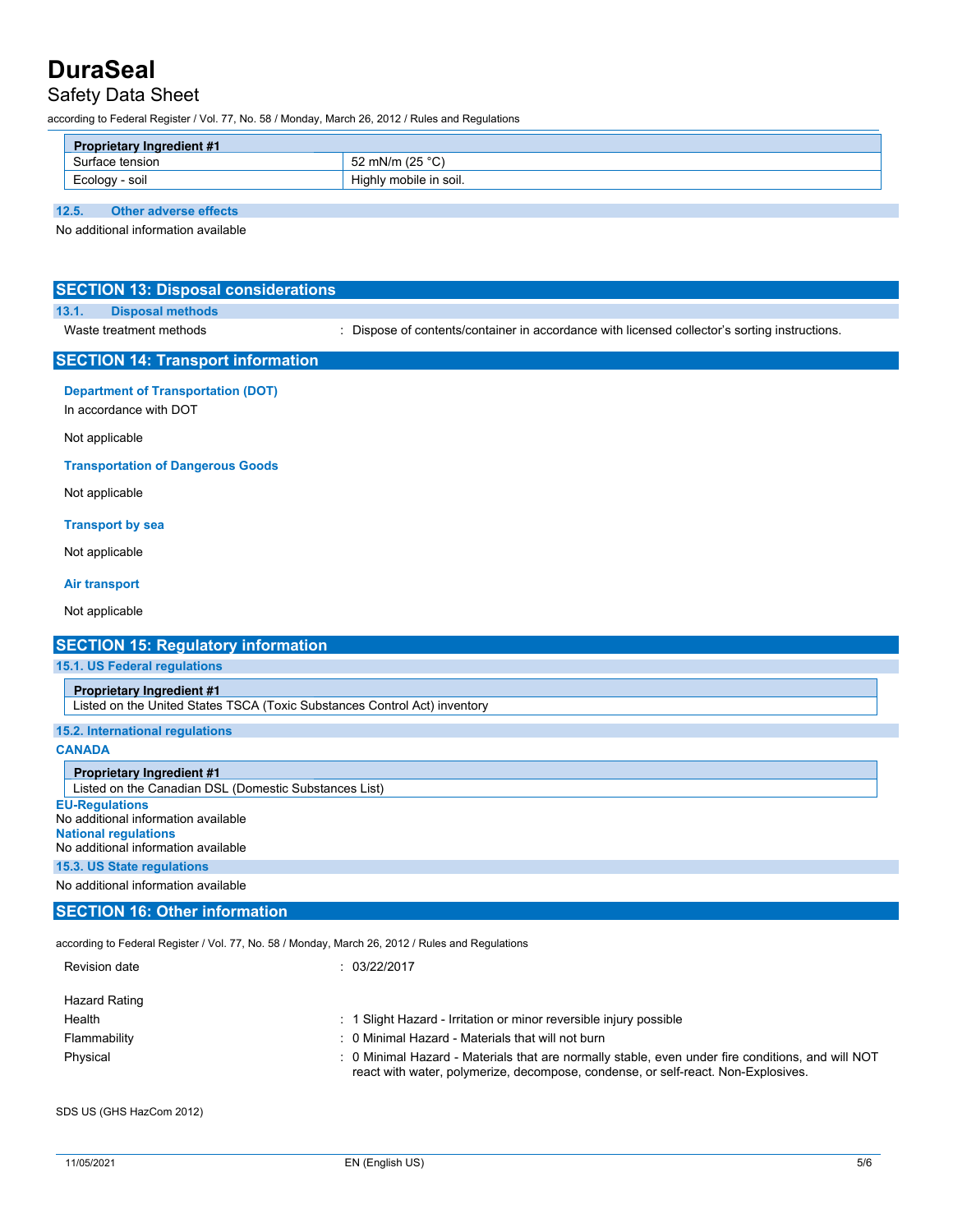| Proprietary Ingredient #1 | |
| --- | --- |
| Surface tension | 52 mN/m (25 °C) |
| Ecology - soil | Highly mobile in soil. |

### 12.5. Other adverse effects

No additional information available

## SECTION 13: Disposal considerations

### 13.1. Disposal methods

Waste treatment methods : Dispose of contents/container in accordance with licensed collector's sorting instructions.

## SECTION 14: Transport information

**Department of Transportation (DOT)**

In accordance with DOT

Not applicable

**Transportation of Dangerous Goods**

Not applicable

**Transport by sea**

Not applicable

**Air transport**

Not applicable

## SECTION 15: Regulatory information

### 15.1. US Federal regulations

| Proprietary Ingredient #1 |
| --- |
| Listed on the United States TSCA (Toxic Substances Control Act) inventory |

### 15.2. International regulations

**CANADA**

| Proprietary Ingredient #1 |
| --- |
| Listed on the Canadian DSL (Domestic Substances List) |

**EU-Regulations**

No additional information available

**National regulations**

No additional information available

### 15.3. US State regulations

No additional information available

## SECTION 16: Other information

according to Federal Register / Vol. 77, No. 58 / Monday, March 26, 2012 / Rules and Regulations

Revision date : 03/22/2017

Hazard Rating

Health : 1 Slight Hazard - Irritation or minor reversible injury possible

Flammability : 0 Minimal Hazard - Materials that will not burn

Physical : 0 Minimal Hazard - Materials that are normally stable, even under fire conditions, and will NOT react with water, polymerize, decompose, condense, or self-react. Non-Explosives.

SDS US (GHS HazCom 2012)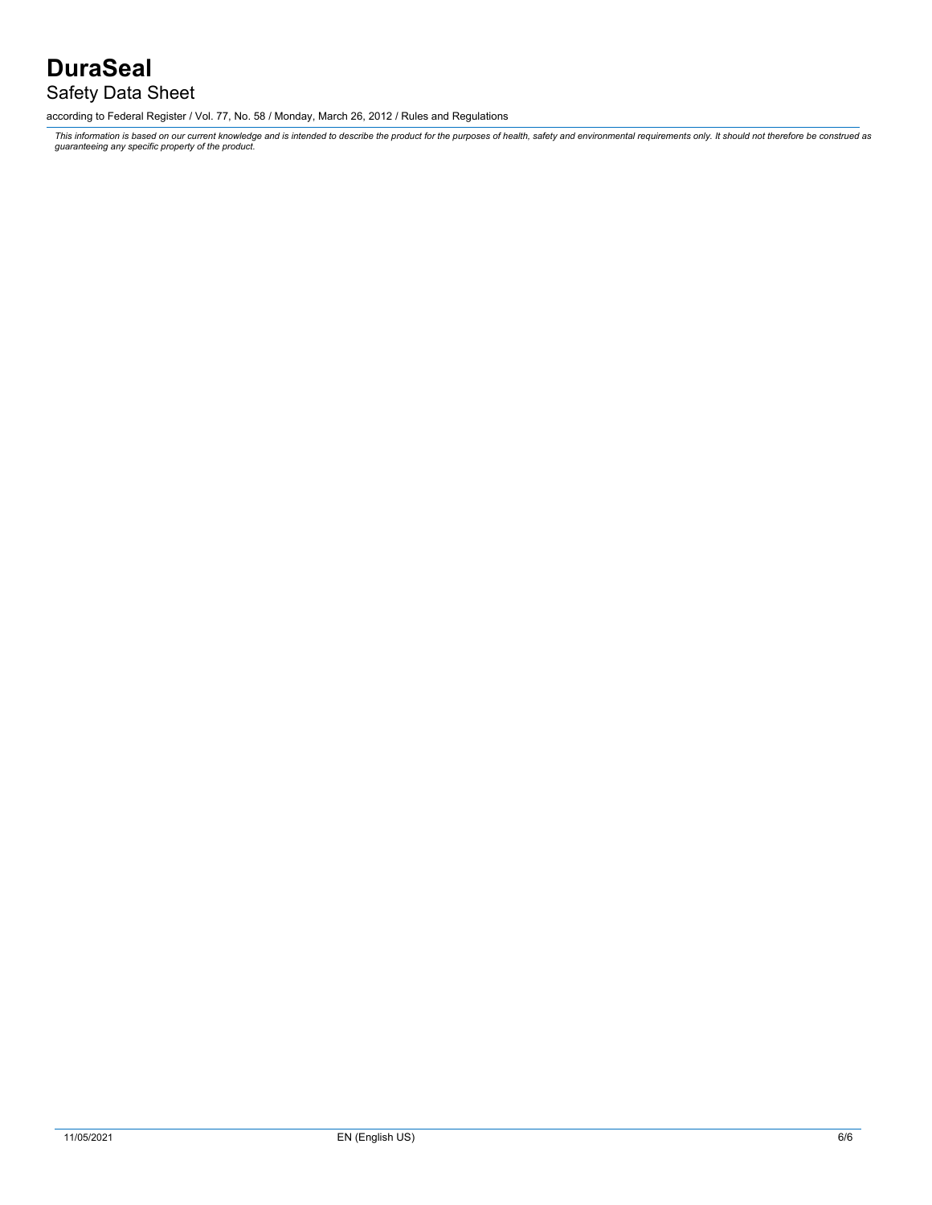*This information is based on our current knowledge and is intended to describe the product for the purposes of health, safety and environmental requirements only. It should not therefore be construed as guaranteeing any specific property of the product.*